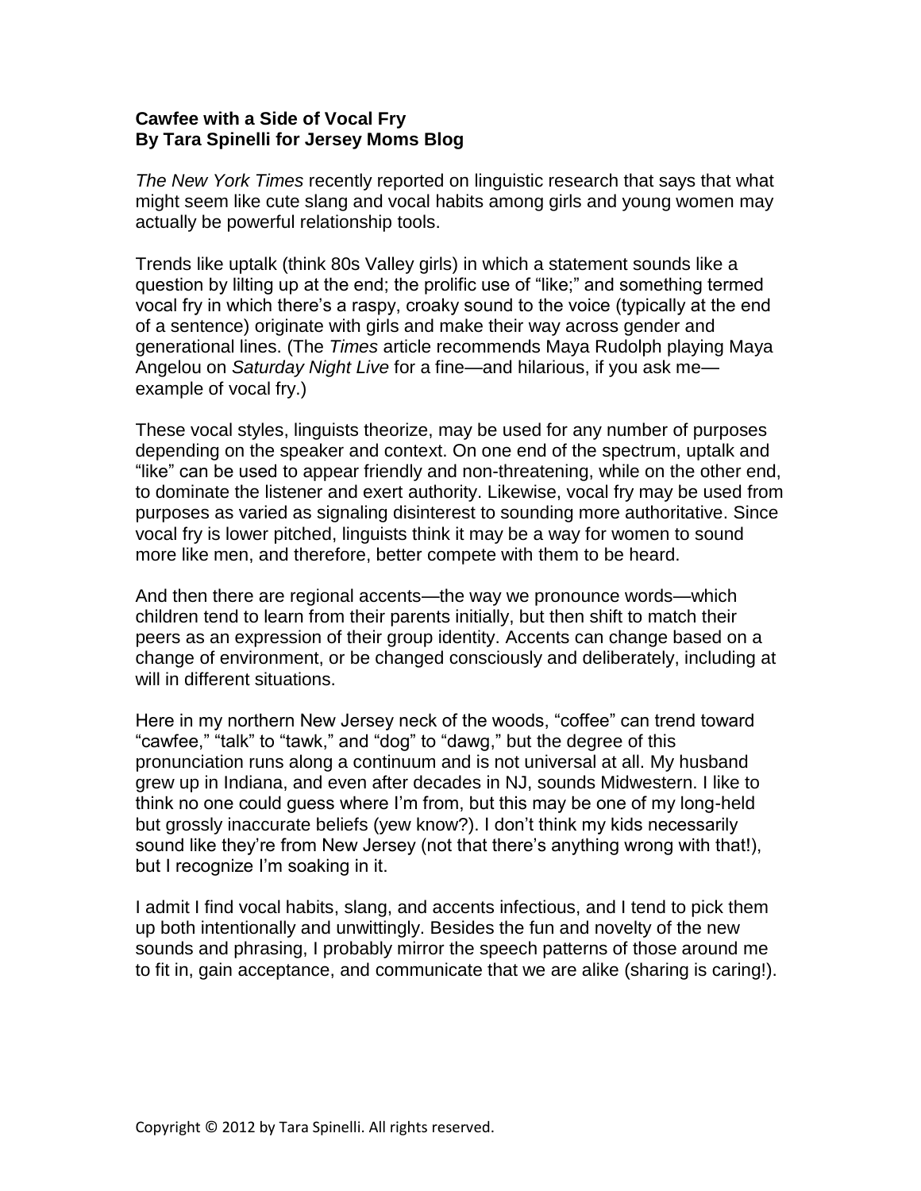**Cawfee with a Side of Vocal Fry**
**By Tara Spinelli for Jersey Moms Blog**

*The New York Times* recently reported on linguistic research that says that what might seem like cute slang and vocal habits among girls and young women may actually be powerful relationship tools.

Trends like uptalk (think 80s Valley girls) in which a statement sounds like a question by lilting up at the end; the prolific use of "like;" and something termed vocal fry in which there's a raspy, croaky sound to the voice (typically at the end of a sentence) originate with girls and make their way across gender and generational lines. (The *Times* article recommends Maya Rudolph playing Maya Angelou on *Saturday Night Live* for a fine—and hilarious, if you ask me—example of vocal fry.)

These vocal styles, linguists theorize, may be used for any number of purposes depending on the speaker and context. On one end of the spectrum, uptalk and "like" can be used to appear friendly and non-threatening, while on the other end, to dominate the listener and exert authority. Likewise, vocal fry may be used from purposes as varied as signaling disinterest to sounding more authoritative. Since vocal fry is lower pitched, linguists think it may be a way for women to sound more like men, and therefore, better compete with them to be heard.

And then there are regional accents—the way we pronounce words—which children tend to learn from their parents initially, but then shift to match their peers as an expression of their group identity. Accents can change based on a change of environment, or be changed consciously and deliberately, including at will in different situations.

Here in my northern New Jersey neck of the woods, "coffee" can trend toward "cawfee," "talk" to "tawk," and "dog" to "dawg," but the degree of this pronunciation runs along a continuum and is not universal at all. My husband grew up in Indiana, and even after decades in NJ, sounds Midwestern. I like to think no one could guess where I'm from, but this may be one of my long-held but grossly inaccurate beliefs (yew know?). I don't think my kids necessarily sound like they're from New Jersey (not that there's anything wrong with that!), but I recognize I'm soaking in it.

I admit I find vocal habits, slang, and accents infectious, and I tend to pick them up both intentionally and unwittingly. Besides the fun and novelty of the new sounds and phrasing, I probably mirror the speech patterns of those around me to fit in, gain acceptance, and communicate that we are alike (sharing is caring!).

Copyright © 2012 by Tara Spinelli. All rights reserved.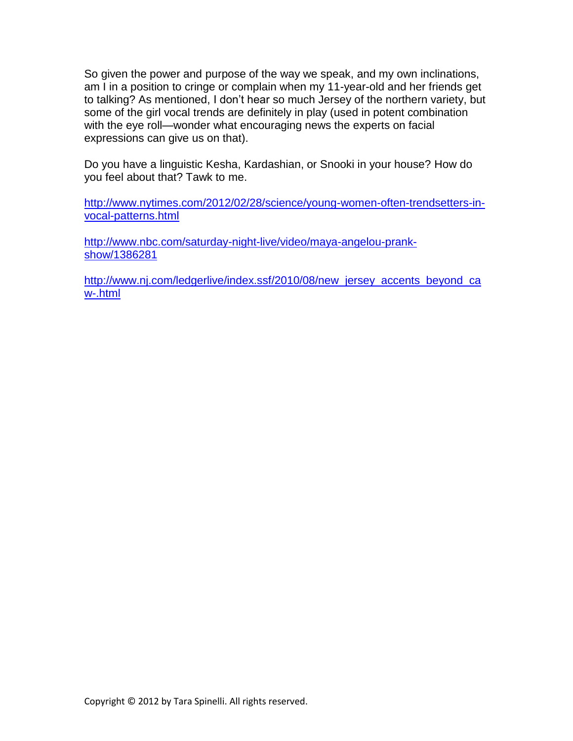So given the power and purpose of the way we speak, and my own inclinations, am I in a position to cringe or complain when my 11-year-old and her friends get to talking? As mentioned, I don't hear so much Jersey of the northern variety, but some of the girl vocal trends are definitely in play (used in potent combination with the eye roll—wonder what encouraging news the experts on facial expressions can give us on that).

Do you have a linguistic Kesha, Kardashian, or Snooki in your house? How do you feel about that? Tawk to me.

http://www.nytimes.com/2012/02/28/science/young-women-often-trendsetters-in-vocal-patterns.html

http://www.nbc.com/saturday-night-live/video/maya-angelou-prank-show/1386281

http://www.nj.com/ledgerlive/index.ssf/2010/08/new_jersey_accents_beyond_caw-.html

Copyright © 2012 by Tara Spinelli. All rights reserved.